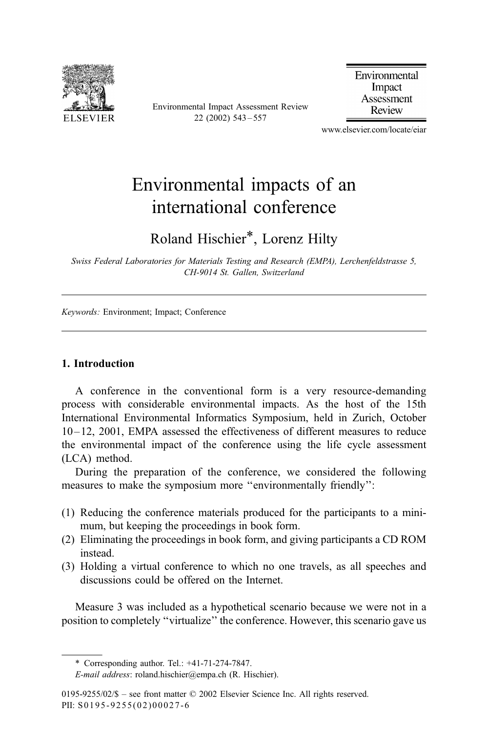# Environmental impacts of an international conference

Roland Hischier*, Lorenz Hilty

*Swiss Federal Laboratories for Materials Testing and Research (EMPA), Lerchenfeldstrasse 5, CH-9014 St. Gallen, Switzerland*

*Keywords:* Environment; Impact; Conference

## 1. Introduction

A conference in the conventional form is a very resource-demanding process with considerable environmental impacts. As the host of the 15th International Environmental Informatics Symposium, held in Zurich, October 10–12, 2001, EMPA assessed the effectiveness of different measures to reduce the environmental impact of the conference using the life cycle assessment (LCA) method.

During the preparation of the conference, we considered the following measures to make the symposium more "environmentally friendly":

(1) Reducing the conference materials produced for the participants to a minimum, but keeping the proceedings in book form.
(2) Eliminating the proceedings in book form, and giving participants a CD ROM instead.
(3) Holding a virtual conference to which no one travels, as all speeches and discussions could be offered on the Internet.

Measure 3 was included as a hypothetical scenario because we were not in a position to completely "virtualize" the conference. However, this scenario gave us

\* Corresponding author. Tel.: +41-71-274-7847.
*E-mail address*: roland.hischier@empa.ch (R. Hischier).

0195-9255/02/$ – see front matter © 2002 Elsevier Science Inc. All rights reserved.
PII: S0195-9255(02)00027-6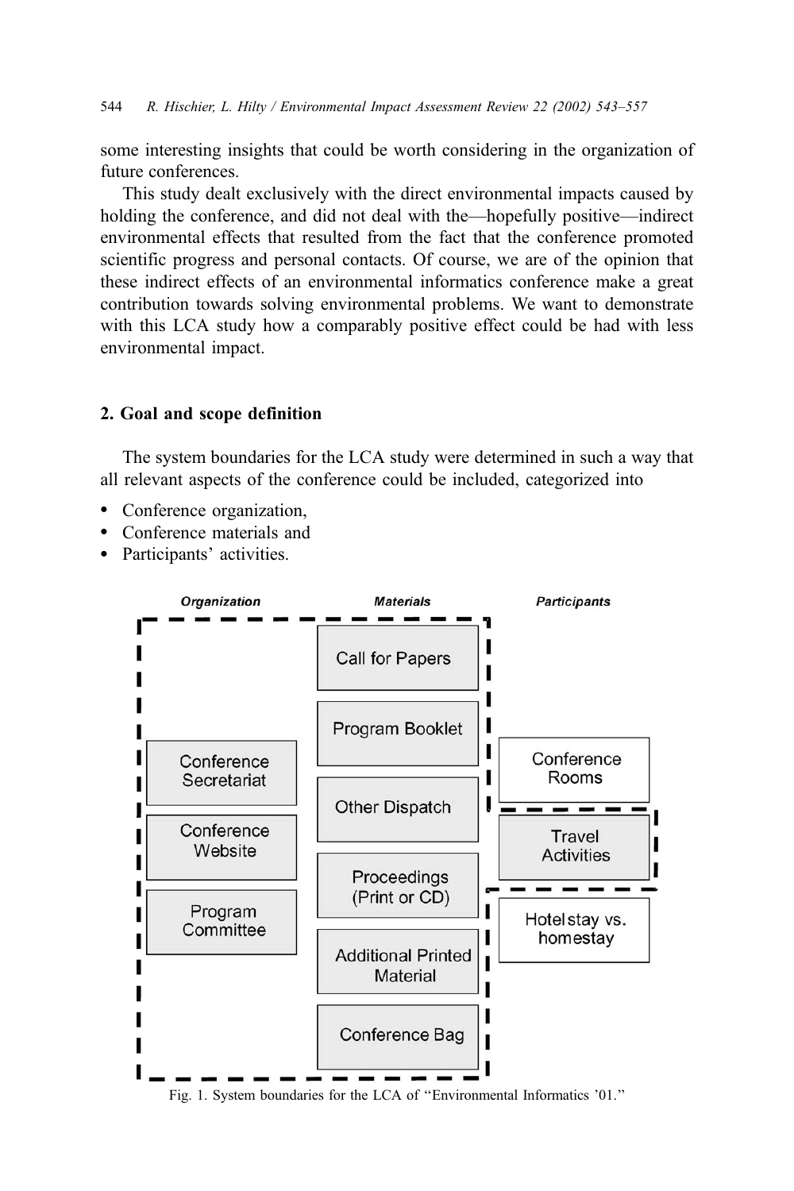some interesting insights that could be worth considering in the organization of future conferences.

This study dealt exclusively with the direct environmental impacts caused by holding the conference, and did not deal with the—hopefully positive—indirect environmental effects that resulted from the fact that the conference promoted scientific progress and personal contacts. Of course, we are of the opinion that these indirect effects of an environmental informatics conference make a great contribution towards solving environmental problems. We want to demonstrate with this LCA study how a comparably positive effect could be had with less environmental impact.

## 2. Goal and scope definition

The system boundaries for the LCA study were determined in such a way that all relevant aspects of the conference could be included, categorized into

- Conference organization,
- Conference materials and
- Participants' activities.

| Organization | Materials | Participants |
|---|---|---|
| Conference Secretariat | Call for Papers | Conference Rooms |
| Conference Website | Program Booklet | Travel Activities |
| Program Committee | Other Dispatch | Hotel stay vs. homestay |
| | Proceedings (Print or CD) | |
| | Additional Printed Material | |
| | Conference Bag | |

Fig. 1. System boundaries for the LCA of "Environmental Informatics '01."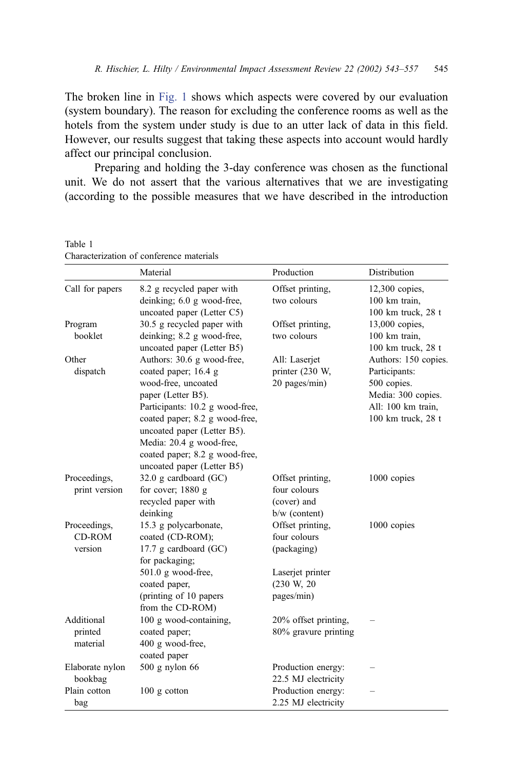The broken line in Fig. 1 shows which aspects were covered by our evaluation (system boundary). The reason for excluding the conference rooms as well as the hotels from the system under study is due to an utter lack of data in this field. However, our results suggest that taking these aspects into account would hardly affect our principal conclusion.

Preparing and holding the 3-day conference was chosen as the functional unit. We do not assert that the various alternatives that we are investigating (according to the possible measures that we have described in the introduction

Table 1
Characterization of conference materials

| | Material | Production | Distribution |
|---|---|---|---|
| Call for papers | 8.2 g recycled paper with deinking; 6.0 g wood-free, uncoated paper (Letter C5) | Offset printing, two colours | 12,300 copies, 100 km train, 100 km truck, 28 t |
| Program booklet | 30.5 g recycled paper with deinking; 8.2 g wood-free, uncoated paper (Letter B5) | Offset printing, two colours | 13,000 copies, 100 km train, 100 km truck, 28 t |
| Other dispatch | Authors: 30.6 g wood-free, coated paper; 16.4 g wood-free, uncoated paper (Letter B5). Participants: 10.2 g wood-free, coated paper; 8.2 g wood-free, uncoated paper (Letter B5). Media: 20.4 g wood-free, coated paper; 8.2 g wood-free, uncoated paper (Letter B5) | All: Laserjet printer (230 W, 20 pages/min) | Authors: 150 copies. Participants: 500 copies. Media: 300 copies. All: 100 km train, 100 km truck, 28 t |
| Proceedings, print version | 32.0 g cardboard (GC) for cover; 1880 g recycled paper with deinking | Offset printing, four colours (cover) and b/w (content) | 1000 copies |
| Proceedings, CD-ROM version | 15.3 g polycarbonate, coated (CD-ROM); 17.7 g cardboard (GC) for packaging; 501.0 g wood-free, coated paper, (printing of 10 papers from the CD-ROM) | Offset printing, four colours (packaging) Laserjet printer (230 W, 20 pages/min) | 1000 copies |
| Additional printed material | 100 g wood-containing, coated paper; 400 g wood-free, coated paper | 20% offset printing, 80% gravure printing | – |
| Elaborate nylon bookbag | 500 g nylon 66 | Production energy: 22.5 MJ electricity | – |
| Plain cotton bag | 100 g cotton | Production energy: 2.25 MJ electricity | – |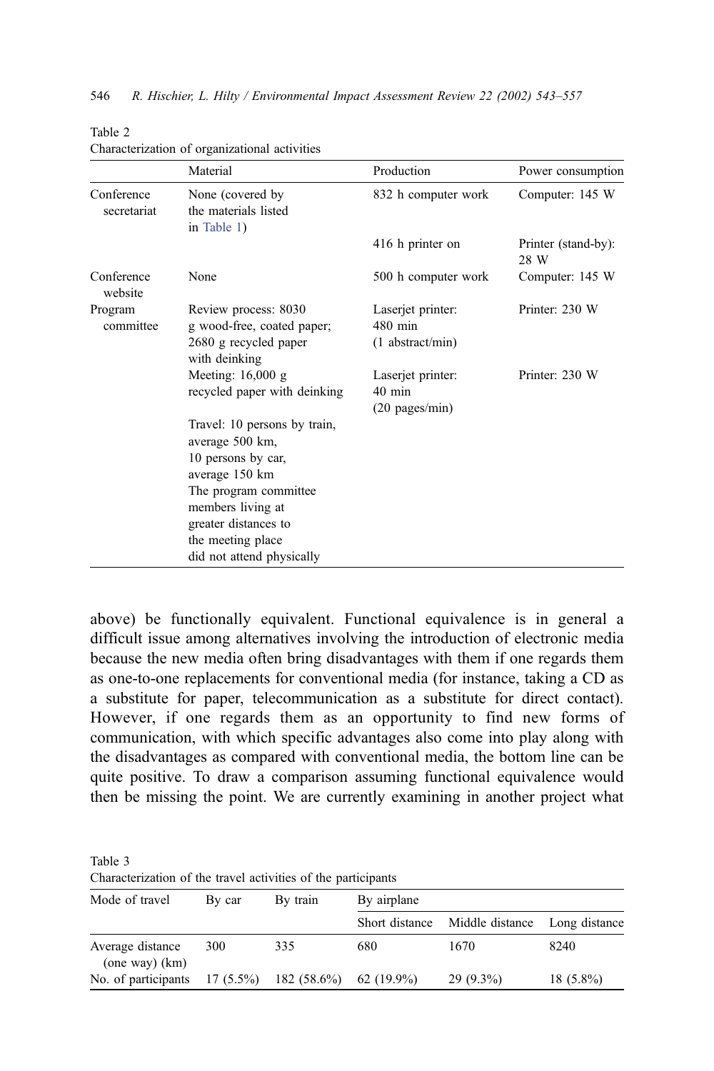Table 2
Characterization of organizational activities

| | Material | Production | Power consumption |
|---|---|---|---|
| Conference secretariat | None (covered by the materials listed in Table 1) | 832 h computer work | Computer: 145 W |
| | | 416 h printer on | Printer (stand-by): 28 W |
| Conference website | None | 500 h computer work | Computer: 145 W |
| Program committee | Review process: 8030 g wood-free, coated paper; 2680 g recycled paper with deinking | Laserjet printer: 480 min (1 abstract/min) | Printer: 230 W |
| | Meeting: 16,000 g recycled paper with deinking | Laserjet printer: 40 min (20 pages/min) | Printer: 230 W |
| | Travel: 10 persons by train, average 500 km, 10 persons by car, average 150 km The program committee members living at greater distances to the meeting place did not attend physically | | |

above) be functionally equivalent. Functional equivalence is in general a difficult issue among alternatives involving the introduction of electronic media because the new media often bring disadvantages with them if one regards them as one-to-one replacements for conventional media (for instance, taking a CD as a substitute for paper, telecommunication as a substitute for direct contact). However, if one regards them as an opportunity to find new forms of communication, with which specific advantages also come into play along with the disadvantages as compared with conventional media, the bottom line can be quite positive. To draw a comparison assuming functional equivalence would then be missing the point. We are currently examining in another project what

Table 3
Characterization of the travel activities of the participants

| Mode of travel | By car | By train | By airplane | | |
|---|---|---|---|---|---|
| | | | Short distance | Middle distance | Long distance |
| Average distance (one way) (km) | 300 | 335 | 680 | 1670 | 8240 |
| No. of participants | 17 (5.5%) | 182 (58.6%) | 62 (19.9%) | 29 (9.3%) | 18 (5.8%) |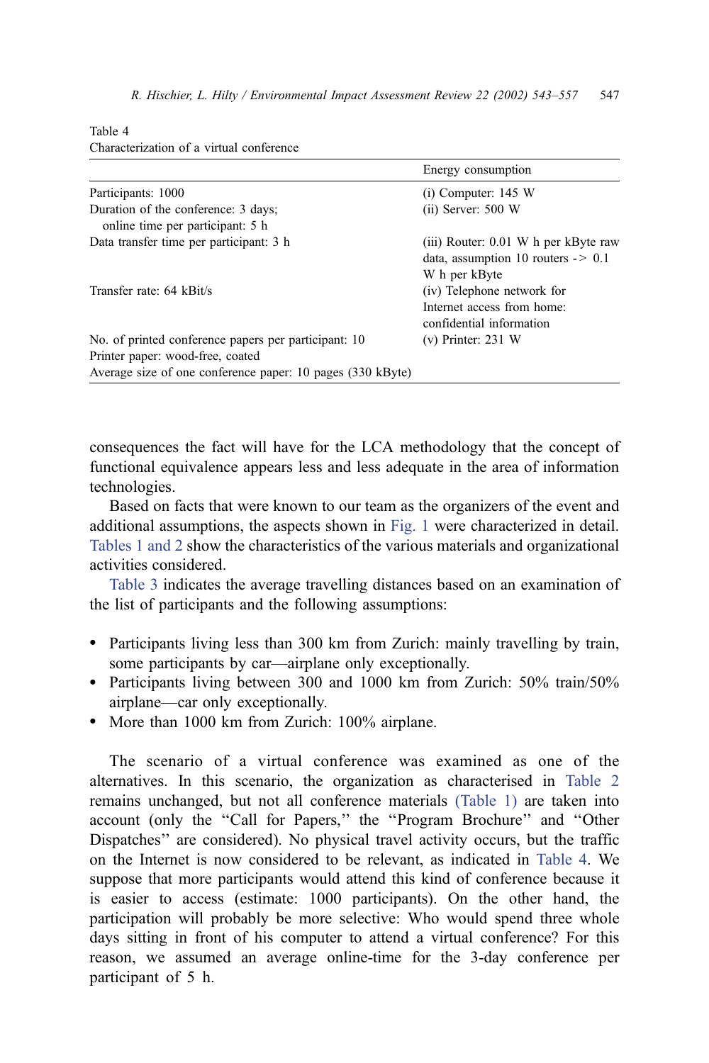Table 4
Characterization of a virtual conference

| | Energy consumption |
|---|---|
| Participants: 1000 | (i) Computer: 145 W |
| Duration of the conference: 3 days; online time per participant: 5 h | (ii) Server: 500 W |
| Data transfer time per participant: 3 h | (iii) Router: 0.01 W h per kByte raw data, assumption 10 routers -> 0.1 W h per kByte |
| Transfer rate: 64 kBit/s | (iv) Telephone network for Internet access from home: confidential information |
| No. of printed conference papers per participant: 10 | (v) Printer: 231 W |
| Printer paper: wood-free, coated | |
| Average size of one conference paper: 10 pages (330 kByte) | |

consequences the fact will have for the LCA methodology that the concept of functional equivalence appears less and less adequate in the area of information technologies.

Based on facts that were known to our team as the organizers of the event and additional assumptions, the aspects shown in Fig. 1 were characterized in detail. Tables 1 and 2 show the characteristics of the various materials and organizational activities considered.

Table 3 indicates the average travelling distances based on an examination of the list of participants and the following assumptions:

- Participants living less than 300 km from Zurich: mainly travelling by train, some participants by car—airplane only exceptionally.
- Participants living between 300 and 1000 km from Zurich: 50% train/50% airplane—car only exceptionally.
- More than 1000 km from Zurich: 100% airplane.

The scenario of a virtual conference was examined as one of the alternatives. In this scenario, the organization as characterised in Table 2 remains unchanged, but not all conference materials (Table 1) are taken into account (only the "Call for Papers," the "Program Brochure" and "Other Dispatches" are considered). No physical travel activity occurs, but the traffic on the Internet is now considered to be relevant, as indicated in Table 4. We suppose that more participants would attend this kind of conference because it is easier to access (estimate: 1000 participants). On the other hand, the participation will probably be more selective: Who would spend three whole days sitting in front of his computer to attend a virtual conference? For this reason, we assumed an average online-time for the 3-day conference per participant of 5 h.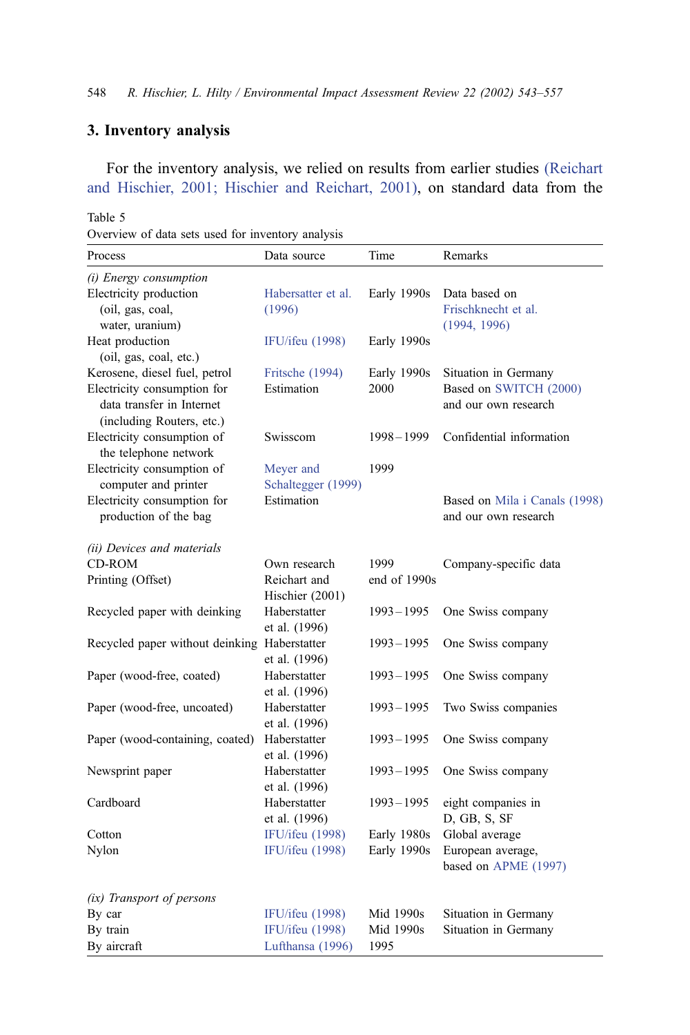## 3. Inventory analysis

For the inventory analysis, we relied on results from earlier studies (Reichart and Hischier, 2001; Hischier and Reichart, 2001), on standard data from the

Table 5
Overview of data sets used for inventory analysis

| Process | Data source | Time | Remarks |
|---|---|---|---|
| *(i) Energy consumption* | | | |
| Electricity production (oil, gas, coal, water, uranium) | Habersatter et al. (1996) | Early 1990s | Data based on Frischknecht et al. (1994, 1996) |
| Heat production (oil, gas, coal, etc.) | IFU/ifeu (1998) | Early 1990s | |
| Kerosene, diesel fuel, petrol | Fritsche (1994) | Early 1990s | Situation in Germany |
| Electricity consumption for data transfer in Internet (including Routers, etc.) | Estimation | 2000 | Based on SWITCH (2000) and our own research |
| Electricity consumption of the telephone network | Swisscom | 1998–1999 | Confidential information |
| Electricity consumption of computer and printer | Meyer and Schaltegger (1999) | 1999 | |
| Electricity consumption for production of the bag | Estimation | | Based on Mila i Canals (1998) and our own research |
| *(ii) Devices and materials* | | | |
| CD-ROM | Own research | 1999 | Company-specific data |
| Printing (Offset) | Reichart and Hischier (2001) | end of 1990s | |
| Recycled paper with deinking | Haberstatter et al. (1996) | 1993–1995 | One Swiss company |
| Recycled paper without deinking | Haberstatter et al. (1996) | 1993–1995 | One Swiss company |
| Paper (wood-free, coated) | Haberstatter et al. (1996) | 1993–1995 | One Swiss company |
| Paper (wood-free, uncoated) | Haberstatter et al. (1996) | 1993–1995 | Two Swiss companies |
| Paper (wood-containing, coated) | Haberstatter et al. (1996) | 1993–1995 | One Swiss company |
| Newsprint paper | Haberstatter et al. (1996) | 1993–1995 | One Swiss company |
| Cardboard | Haberstatter et al. (1996) | 1993–1995 | eight companies in D, GB, S, SF |
| Cotton | IFU/ifeu (1998) | Early 1980s | Global average |
| Nylon | IFU/ifeu (1998) | Early 1990s | European average, based on APME (1997) |
| *(ix) Transport of persons* | | | |
| By car | IFU/ifeu (1998) | Mid 1990s | Situation in Germany |
| By train | IFU/ifeu (1998) | Mid 1990s | Situation in Germany |
| By aircraft | Lufthansa (1996) | 1995 | |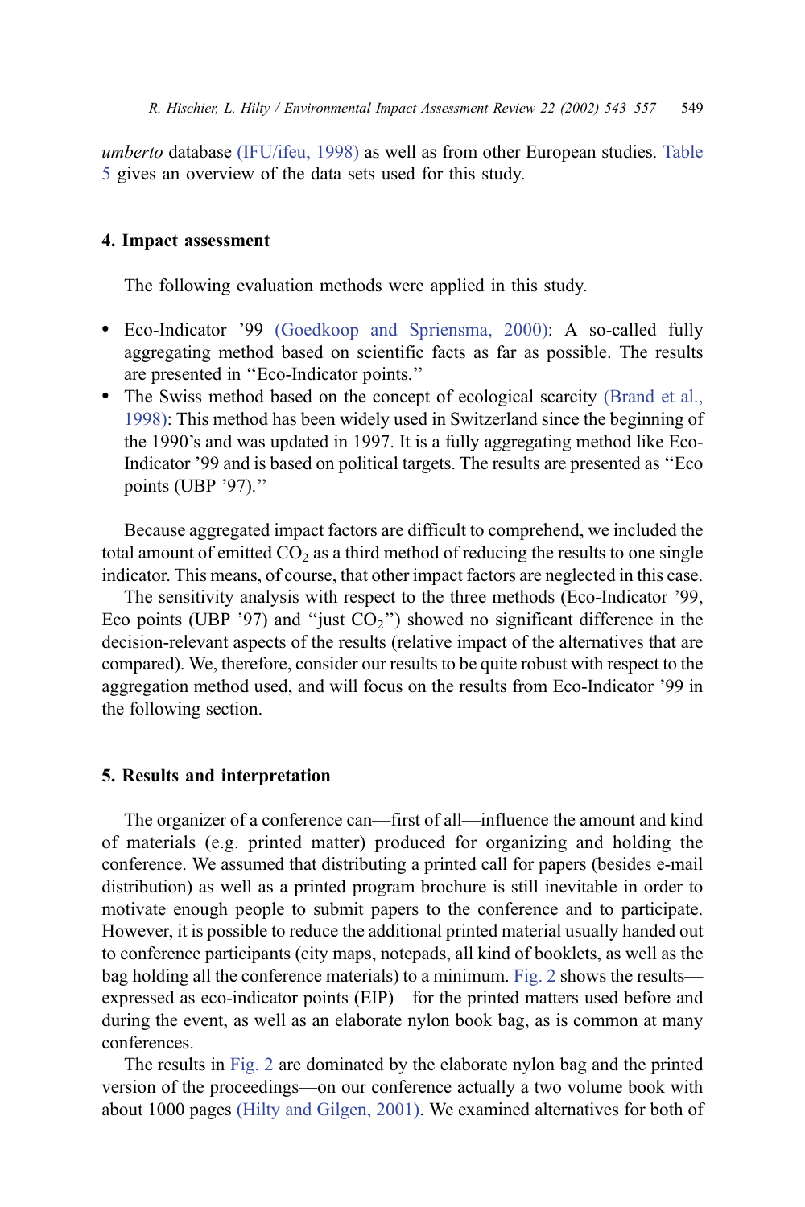*umberto* database (IFU/ifeu, 1998) as well as from other European studies. Table 5 gives an overview of the data sets used for this study.

## 4. Impact assessment

The following evaluation methods were applied in this study.

- Eco-Indicator '99 (Goedkoop and Spriensma, 2000): A so-called fully aggregating method based on scientific facts as far as possible. The results are presented in "Eco-Indicator points."
- The Swiss method based on the concept of ecological scarcity (Brand et al., 1998): This method has been widely used in Switzerland since the beginning of the 1990's and was updated in 1997. It is a fully aggregating method like Eco-Indicator '99 and is based on political targets. The results are presented as "Eco points (UBP '97)."

Because aggregated impact factors are difficult to comprehend, we included the total amount of emitted $CO_2$ as a third method of reducing the results to one single indicator. This means, of course, that other impact factors are neglected in this case.

The sensitivity analysis with respect to the three methods (Eco-Indicator '99, Eco points (UBP '97) and "just $CO_2$") showed no significant difference in the decision-relevant aspects of the results (relative impact of the alternatives that are compared). We, therefore, consider our results to be quite robust with respect to the aggregation method used, and will focus on the results from Eco-Indicator '99 in the following section.

## 5. Results and interpretation

The organizer of a conference can—first of all—influence the amount and kind of materials (e.g. printed matter) produced for organizing and holding the conference. We assumed that distributing a printed call for papers (besides e-mail distribution) as well as a printed program brochure is still inevitable in order to motivate enough people to submit papers to the conference and to participate. However, it is possible to reduce the additional printed material usually handed out to conference participants (city maps, notepads, all kind of booklets, as well as the bag holding all the conference materials) to a minimum. Fig. 2 shows the results—expressed as eco-indicator points (EIP)—for the printed matters used before and during the event, as well as an elaborate nylon book bag, as is common at many conferences.

The results in Fig. 2 are dominated by the elaborate nylon bag and the printed version of the proceedings—on our conference actually a two volume book with about 1000 pages (Hilty and Gilgen, 2001). We examined alternatives for both of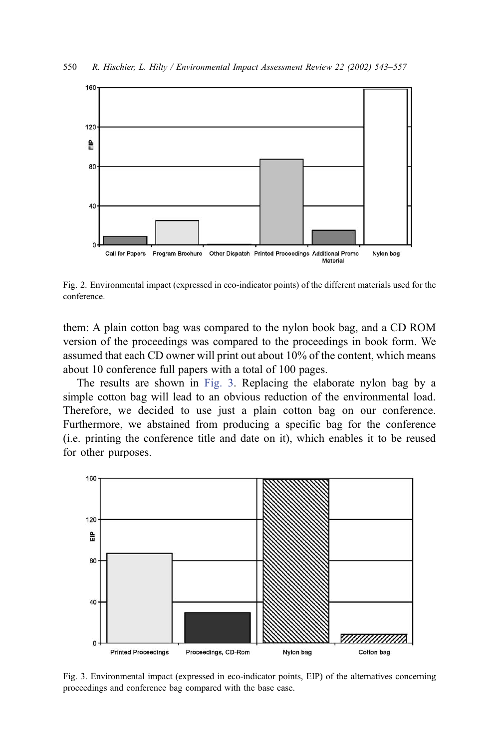Fig. 2. Environmental impact (expressed in eco-indicator points) of the different materials used for the conference.

them: A plain cotton bag was compared to the nylon book bag, and a CD ROM version of the proceedings was compared to the proceedings in book form. We assumed that each CD owner will print out about 10% of the content, which means about 10 conference full papers with a total of 100 pages.

The results are shown in Fig. 3. Replacing the elaborate nylon bag by a simple cotton bag will lead to an obvious reduction of the environmental load. Therefore, we decided to use just a plain cotton bag on our conference. Furthermore, we abstained from producing a specific bag for the conference (i.e. printing the conference title and date on it), which enables it to be reused for other purposes.

Fig. 3. Environmental impact (expressed in eco-indicator points, EIP) of the alternatives concerning proceedings and conference bag compared with the base case.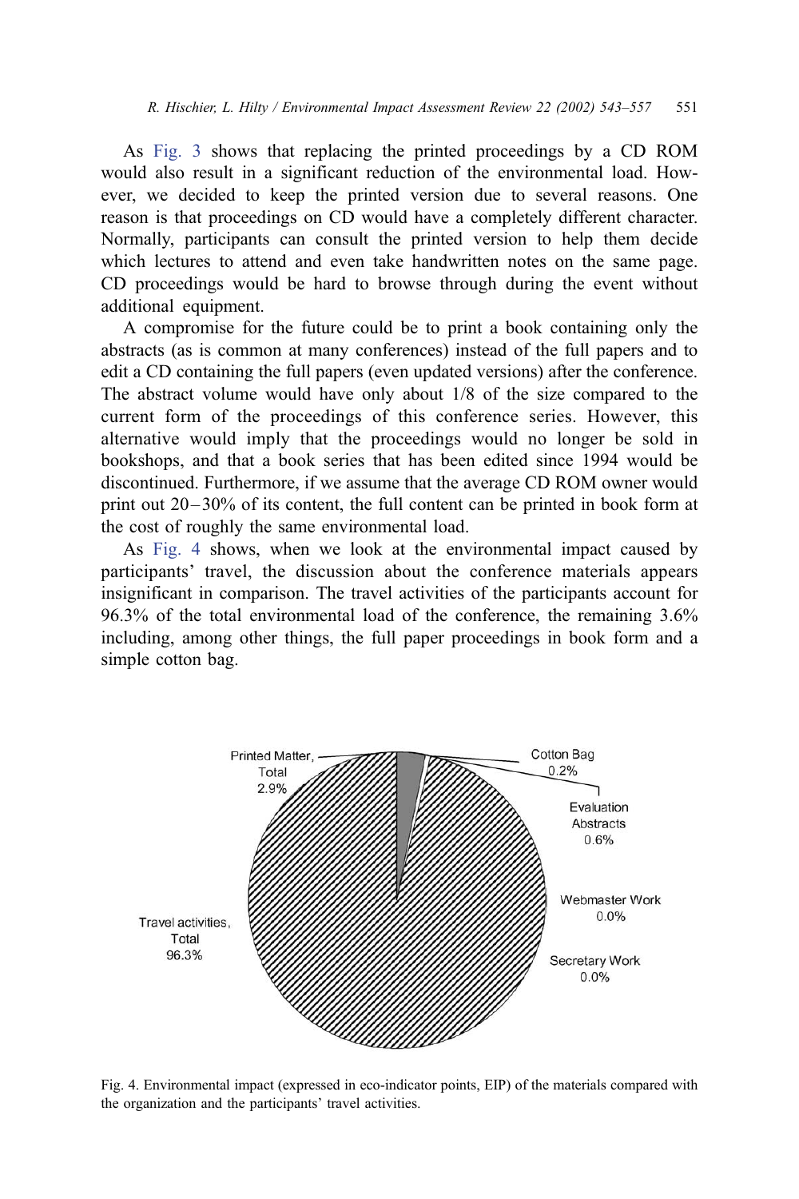As Fig. 3 shows that replacing the printed proceedings by a CD ROM would also result in a significant reduction of the environmental load. However, we decided to keep the printed version due to several reasons. One reason is that proceedings on CD would have a completely different character. Normally, participants can consult the printed version to help them decide which lectures to attend and even take handwritten notes on the same page. CD proceedings would be hard to browse through during the event without additional equipment.

A compromise for the future could be to print a book containing only the abstracts (as is common at many conferences) instead of the full papers and to edit a CD containing the full papers (even updated versions) after the conference. The abstract volume would have only about 1/8 of the size compared to the current form of the proceedings of this conference series. However, this alternative would imply that the proceedings would no longer be sold in bookshops, and that a book series that has been edited since 1994 would be discontinued. Furthermore, if we assume that the average CD ROM owner would print out 20–30% of its content, the full content can be printed in book form at the cost of roughly the same environmental load.

As Fig. 4 shows, when we look at the environmental impact caused by participants' travel, the discussion about the conference materials appears insignificant in comparison. The travel activities of the participants account for 96.3% of the total environmental load of the conference, the remaining 3.6% including, among other things, the full paper proceedings in book form and a simple cotton bag.

Printed Matter, Total 2.9%

Cotton Bag 0.2%

Evaluation Abstracts 0.6%

Webmaster Work 0.0%

Secretary Work 0.0%

Travel activities, Total 96.3%

Fig. 4. Environmental impact (expressed in eco-indicator points, EIP) of the materials compared with the organization and the participants' travel activities.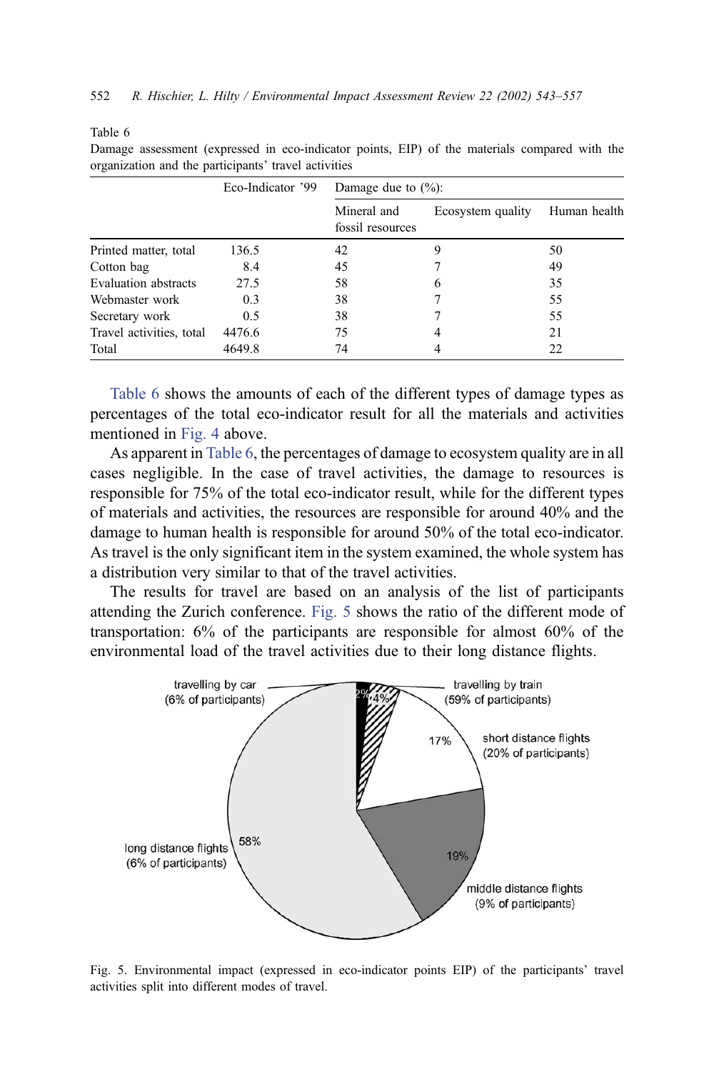Table 6
Damage assessment (expressed in eco-indicator points, EIP) of the materials compared with the organization and the participants' travel activities

| | Eco-Indicator '99 | Damage due to (%): | | |
|---|---|---|---|---|
| | | Mineral and fossil resources | Ecosystem quality | Human health |
| Printed matter, total | 136.5 | 42 | 9 | 50 |
| Cotton bag | 8.4 | 45 | 7 | 49 |
| Evaluation abstracts | 27.5 | 58 | 6 | 35 |
| Webmaster work | 0.3 | 38 | 7 | 55 |
| Secretary work | 0.5 | 38 | 7 | 55 |
| Travel activities, total | 4476.6 | 75 | 4 | 21 |
| Total | 4649.8 | 74 | 4 | 22 |

Table 6 shows the amounts of each of the different types of damage types as percentages of the total eco-indicator result for all the materials and activities mentioned in Fig. 4 above.

As apparent in Table 6, the percentages of damage to ecosystem quality are in all cases negligible. In the case of travel activities, the damage to resources is responsible for 75% of the total eco-indicator result, while for the different types of materials and activities, the resources are responsible for around 40% and the damage to human health is responsible for around 50% of the total eco-indicator. As travel is the only significant item in the system examined, the whole system has a distribution very similar to that of the travel activities.

The results for travel are based on an analysis of the list of participants attending the Zurich conference. Fig. 5 shows the ratio of the different mode of transportation: 6% of the participants are responsible for almost 60% of the environmental load of the travel activities due to their long distance flights.

Fig. 5. Environmental impact (expressed in eco-indicator points EIP) of the participants' travel activities split into different modes of travel.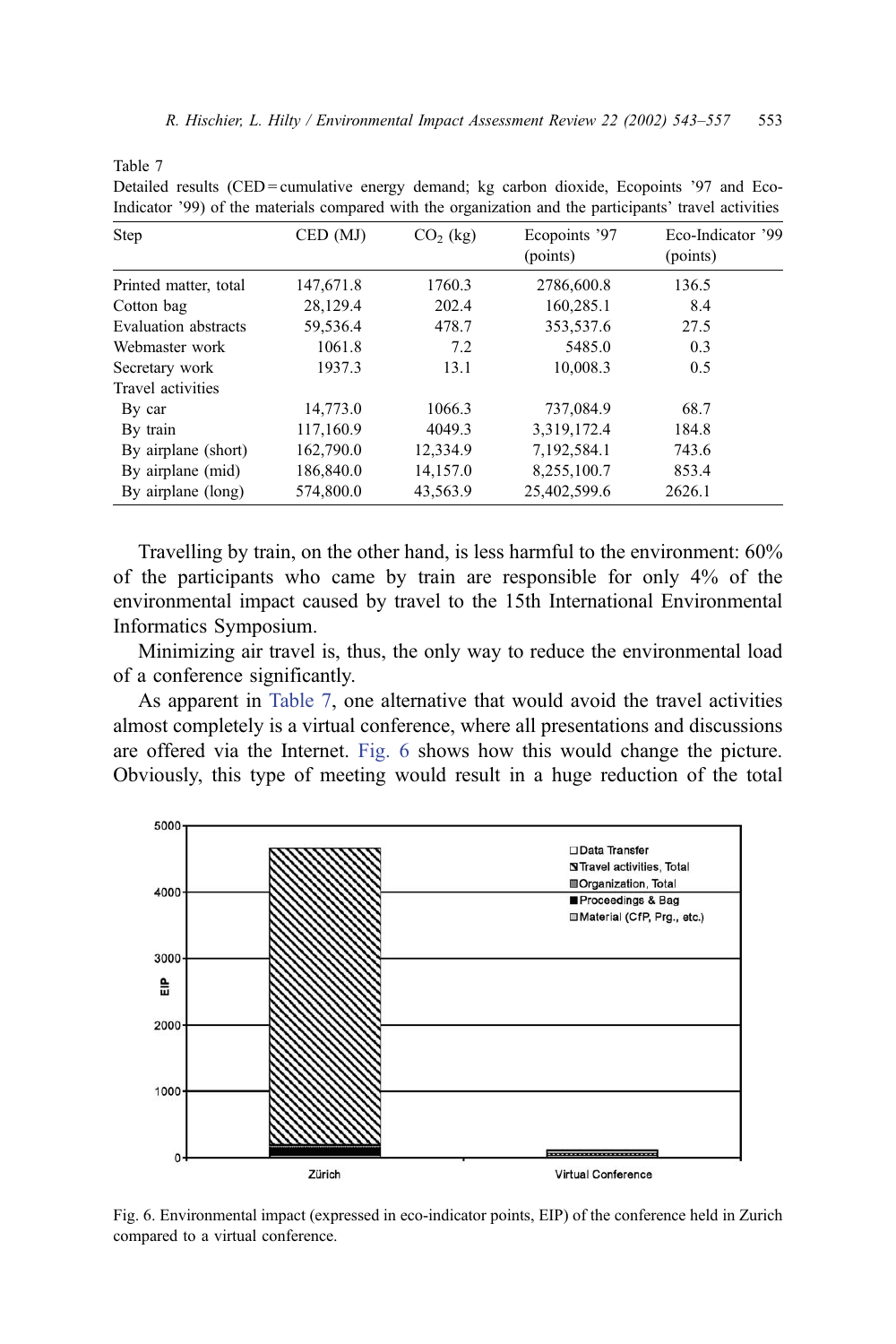Table 7

Detailed results (CED = cumulative energy demand; kg carbon dioxide, Ecopoints '97 and Eco-Indicator '99) of the materials compared with the organization and the participants' travel activities

| Step | CED (MJ) | $CO_2$ (kg) | Ecopoints '97 (points) | Eco-Indicator '99 (points) |
|---|---|---|---|---|
| Printed matter, total | 147,671.8 | 1760.3 | 2786,600.8 | 136.5 |
| Cotton bag | 28,129.4 | 202.4 | 160,285.1 | 8.4 |
| Evaluation abstracts | 59,536.4 | 478.7 | 353,537.6 | 27.5 |
| Webmaster work | 1061.8 | 7.2 | 5485.0 | 0.3 |
| Secretary work | 1937.3 | 13.1 | 10,008.3 | 0.5 |
| Travel activities | | | | |
| By car | 14,773.0 | 1066.3 | 737,084.9 | 68.7 |
| By train | 117,160.9 | 4049.3 | 3,319,172.4 | 184.8 |
| By airplane (short) | 162,790.0 | 12,334.9 | 7,192,584.1 | 743.6 |
| By airplane (mid) | 186,840.0 | 14,157.0 | 8,255,100.7 | 853.4 |
| By airplane (long) | 574,800.0 | 43,563.9 | 25,402,599.6 | 2626.1 |

Travelling by train, on the other hand, is less harmful to the environment: 60% of the participants who came by train are responsible for only 4% of the environmental impact caused by travel to the 15th International Environmental Informatics Symposium.

Minimizing air travel is, thus, the only way to reduce the environmental load of a conference significantly.

As apparent in Table 7, one alternative that would avoid the travel activities almost completely is a virtual conference, where all presentations and discussions are offered via the Internet. Fig. 6 shows how this would change the picture. Obviously, this type of meeting would result in a huge reduction of the total

Fig. 6. Environmental impact (expressed in eco-indicator points, EIP) of the conference held in Zurich compared to a virtual conference.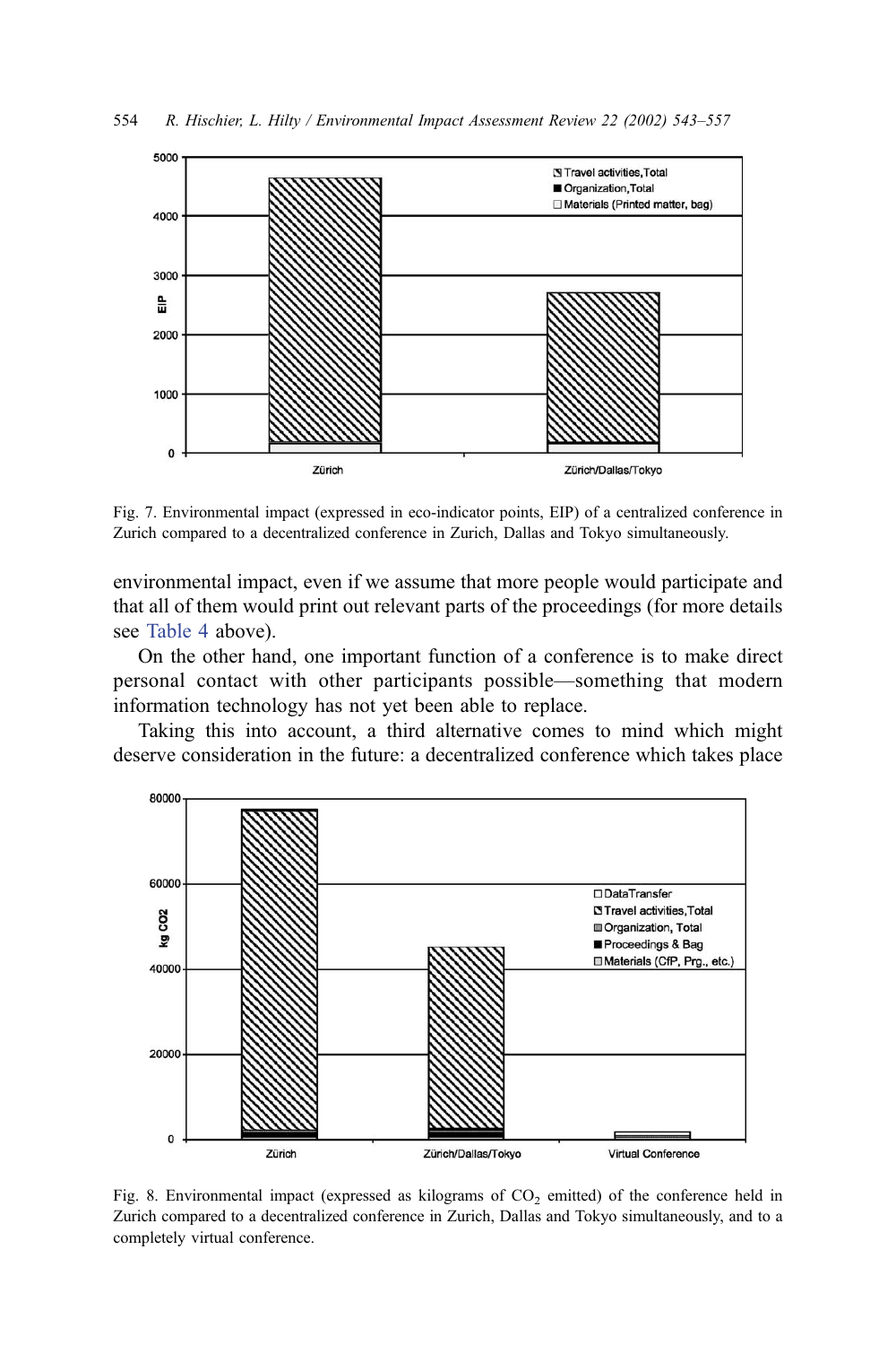Fig. 7. Environmental impact (expressed in eco-indicator points, EIP) of a centralized conference in Zurich compared to a decentralized conference in Zurich, Dallas and Tokyo simultaneously.

environmental impact, even if we assume that more people would participate and that all of them would print out relevant parts of the proceedings (for more details see Table 4 above).

On the other hand, one important function of a conference is to make direct personal contact with other participants possible—something that modern information technology has not yet been able to replace.

Taking this into account, a third alternative comes to mind which might deserve consideration in the future: a decentralized conference which takes place

Fig. 8. Environmental impact (expressed as kilograms of $CO_2$ emitted) of the conference held in Zurich compared to a decentralized conference in Zurich, Dallas and Tokyo simultaneously, and to a completely virtual conference.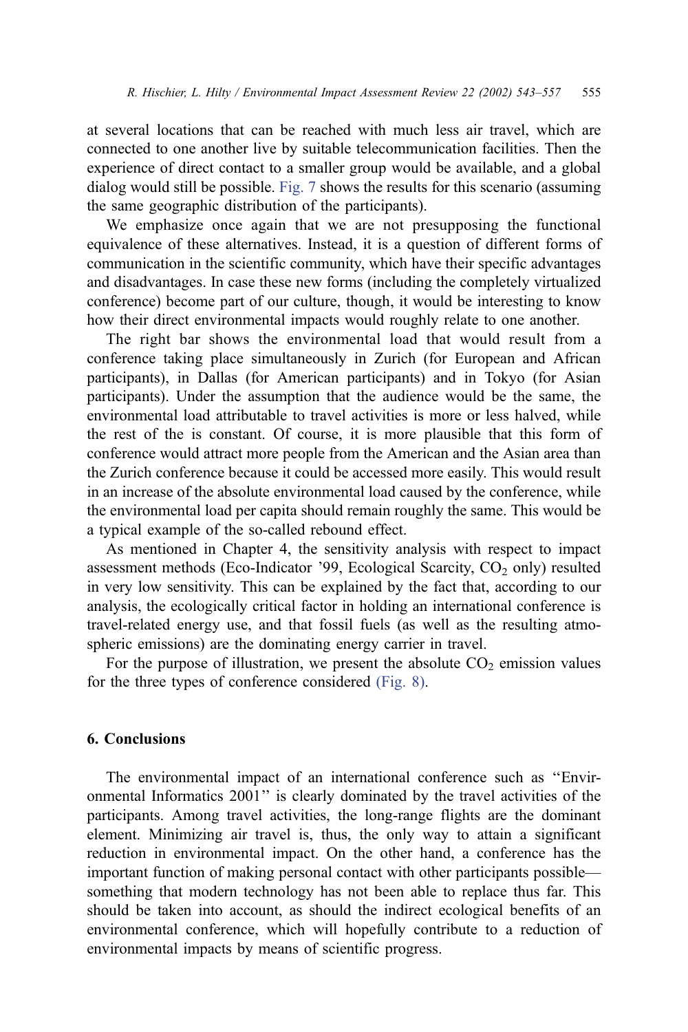at several locations that can be reached with much less air travel, which are connected to one another live by suitable telecommunication facilities. Then the experience of direct contact to a smaller group would be available, and a global dialog would still be possible. Fig. 7 shows the results for this scenario (assuming the same geographic distribution of the participants).

We emphasize once again that we are not presupposing the functional equivalence of these alternatives. Instead, it is a question of different forms of communication in the scientific community, which have their specific advantages and disadvantages. In case these new forms (including the completely virtualized conference) become part of our culture, though, it would be interesting to know how their direct environmental impacts would roughly relate to one another.

The right bar shows the environmental load that would result from a conference taking place simultaneously in Zurich (for European and African participants), in Dallas (for American participants) and in Tokyo (for Asian participants). Under the assumption that the audience would be the same, the environmental load attributable to travel activities is more or less halved, while the rest of the is constant. Of course, it is more plausible that this form of conference would attract more people from the American and the Asian area than the Zurich conference because it could be accessed more easily. This would result in an increase of the absolute environmental load caused by the conference, while the environmental load per capita should remain roughly the same. This would be a typical example of the so-called rebound effect.

As mentioned in Chapter 4, the sensitivity analysis with respect to impact assessment methods (Eco-Indicator '99, Ecological Scarcity, $CO_2$ only) resulted in very low sensitivity. This can be explained by the fact that, according to our analysis, the ecologically critical factor in holding an international conference is travel-related energy use, and that fossil fuels (as well as the resulting atmospheric emissions) are the dominating energy carrier in travel.

For the purpose of illustration, we present the absolute $CO_2$ emission values for the three types of conference considered (Fig. 8).

## 6. Conclusions

The environmental impact of an international conference such as "Environmental Informatics 2001" is clearly dominated by the travel activities of the participants. Among travel activities, the long-range flights are the dominant element. Minimizing air travel is, thus, the only way to attain a significant reduction in environmental impact. On the other hand, a conference has the important function of making personal contact with other participants possible—something that modern technology has not been able to replace thus far. This should be taken into account, as should the indirect ecological benefits of an environmental conference, which will hopefully contribute to a reduction of environmental impacts by means of scientific progress.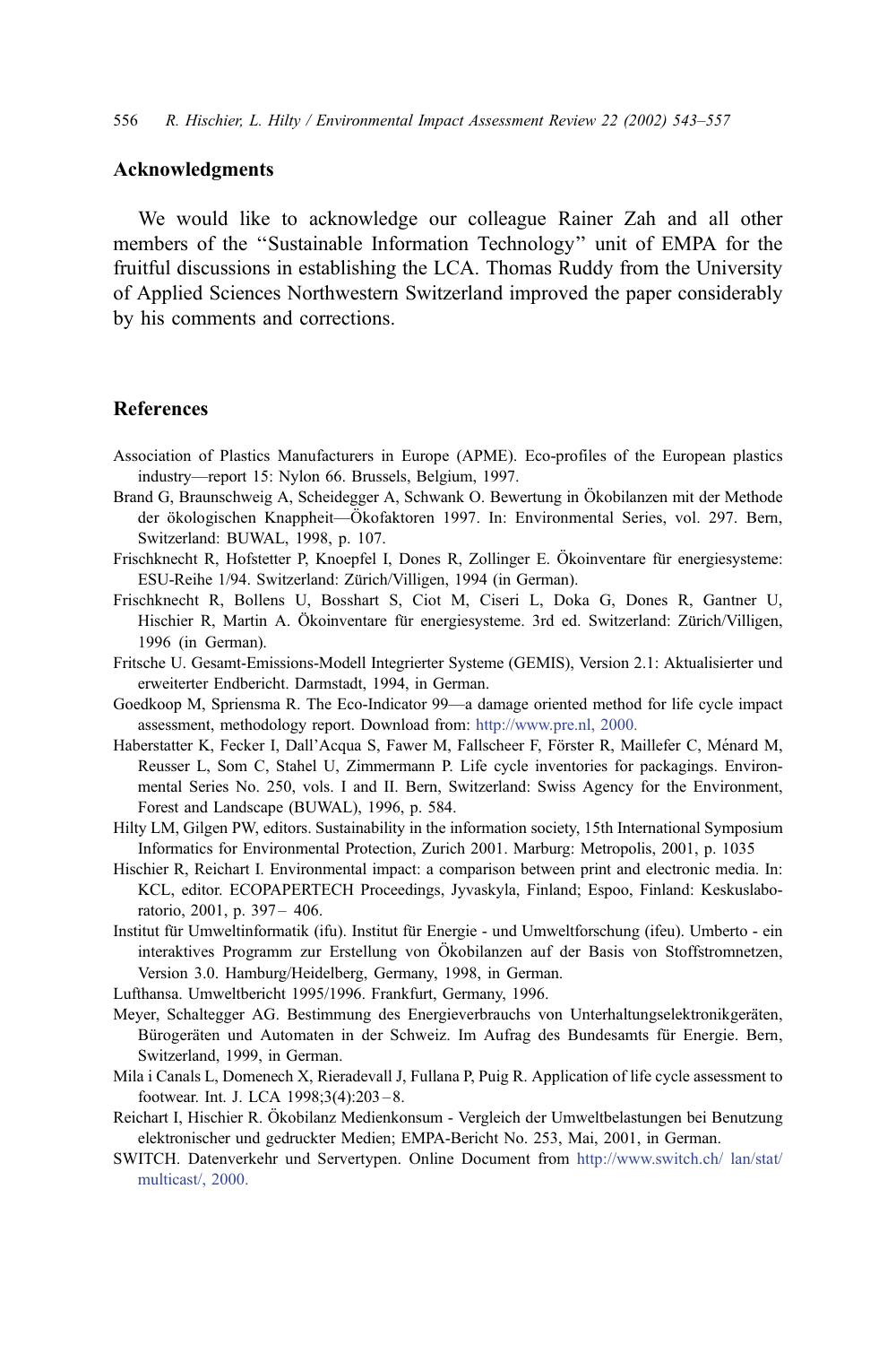## Acknowledgments

We would like to acknowledge our colleague Rainer Zah and all other members of the ''Sustainable Information Technology'' unit of EMPA for the fruitful discussions in establishing the LCA. Thomas Ruddy from the University of Applied Sciences Northwestern Switzerland improved the paper considerably by his comments and corrections.

## References

Association of Plastics Manufacturers in Europe (APME). Eco-profiles of the European plastics industry—report 15: Nylon 66. Brussels, Belgium, 1997.

Brand G, Braunschweig A, Scheidegger A, Schwank O. Bewertung in Ökobilanzen mit der Methode der ökologischen Knappheit—Ökofaktoren 1997. In: Environmental Series, vol. 297. Bern, Switzerland: BUWAL, 1998, p. 107.

Frischknecht R, Hofstetter P, Knoepfel I, Dones R, Zollinger E. Ökoinventare für energiesysteme: ESU-Reihe 1/94. Switzerland: Zürich/Villigen, 1994 (in German).

Frischknecht R, Bollens U, Bosshart S, Ciot M, Ciseri L, Doka G, Dones R, Gantner U, Hischier R, Martin A. Ökoinventare für energiesysteme. 3rd ed. Switzerland: Zürich/Villigen, 1996 (in German).

Fritsche U. Gesamt-Emissions-Modell Integrierter Systeme (GEMIS), Version 2.1: Aktualisierter und erweiterter Endbericht. Darmstadt, 1994, in German.

Goedkoop M, Spriensma R. The Eco-Indicator 99—a damage oriented method for life cycle impact assessment, methodology report. Download from: http://www.pre.nl, 2000.

Haberstatter K, Fecker I, Dall'Acqua S, Fawer M, Fallscheer F, Förster R, Maillefer C, Ménard M, Reusser L, Som C, Stahel U, Zimmermann P. Life cycle inventories for packagings. Environmental Series No. 250, vols. I and II. Bern, Switzerland: Swiss Agency for the Environment, Forest and Landscape (BUWAL), 1996, p. 584.

Hilty LM, Gilgen PW, editors. Sustainability in the information society, 15th International Symposium Informatics for Environmental Protection, Zurich 2001. Marburg: Metropolis, 2001, p. 1035

Hischier R, Reichart I. Environmental impact: a comparison between print and electronic media. In: KCL, editor. ECOPAPERTECH Proceedings, Jyvaskyla, Finland; Espoo, Finland: Keskuslaboratorio, 2001, p. 397– 406.

Institut für Umweltinformatik (ifu). Institut für Energie - und Umweltforschung (ifeu). Umberto - ein interaktives Programm zur Erstellung von Ökobilanzen auf der Basis von Stoffstromnetzen, Version 3.0. Hamburg/Heidelberg, Germany, 1998, in German.

Lufthansa. Umweltbericht 1995/1996. Frankfurt, Germany, 1996.

Meyer, Schaltegger AG. Bestimmung des Energieverbrauchs von Unterhaltungselektronikgeräten, Bürogeräten und Automaten in der Schweiz. Im Aufrag des Bundesamts für Energie. Bern, Switzerland, 1999, in German.

Mila i Canals L, Domenech X, Rieradevall J, Fullana P, Puig R. Application of life cycle assessment to footwear. Int. J. LCA 1998;3(4):203–8.

Reichart I, Hischier R. Ökobilanz Medienkonsum - Vergleich der Umweltbelastungen bei Benutzung elektronischer und gedruckter Medien; EMPA-Bericht No. 253, Mai, 2001, in German.

SWITCH. Datenverkehr und Servertypen. Online Document from http://www.switch.ch/ lan/stat/multicast/, 2000.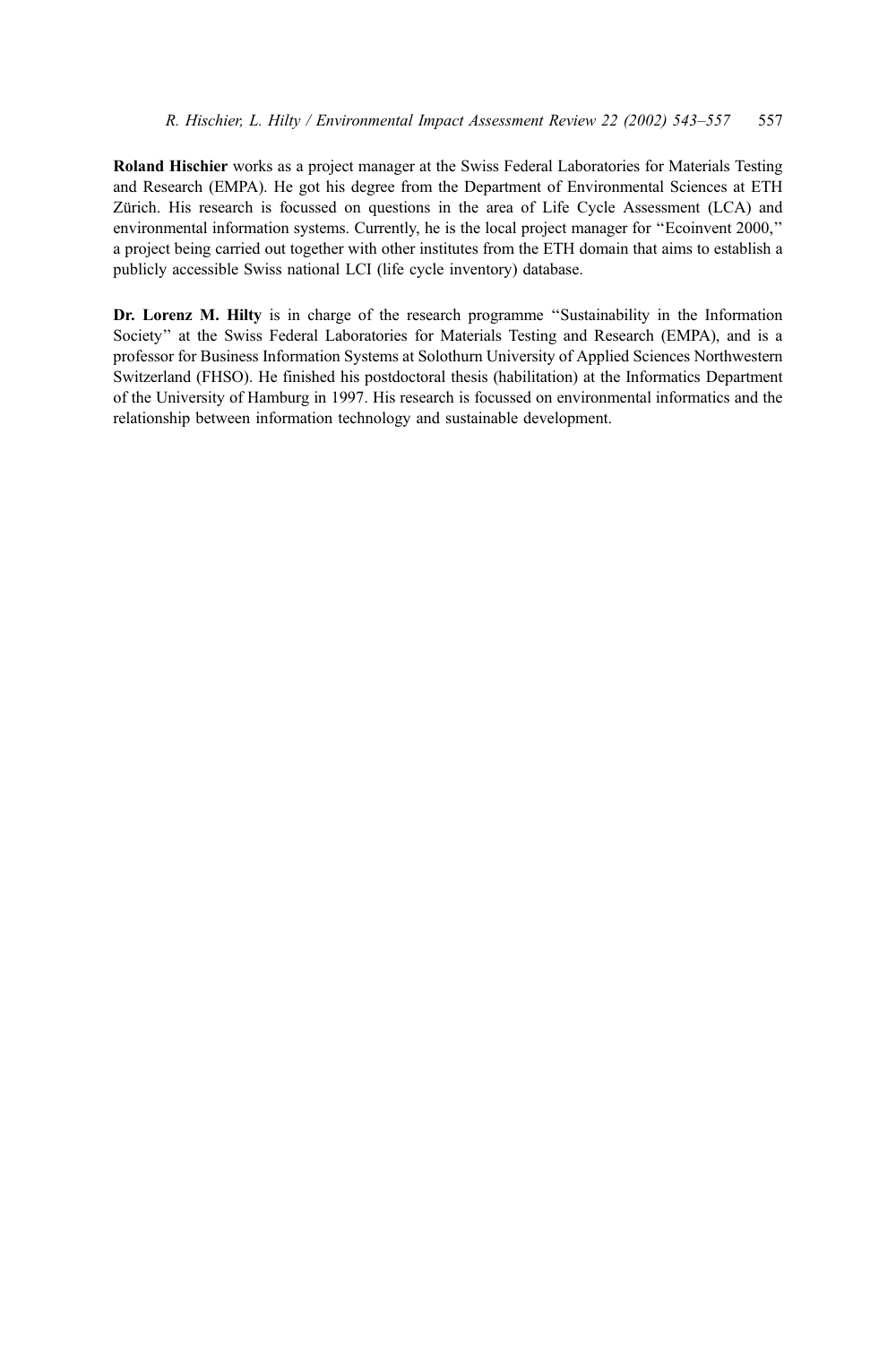**Roland Hischier** works as a project manager at the Swiss Federal Laboratories for Materials Testing and Research (EMPA). He got his degree from the Department of Environmental Sciences at ETH Zürich. His research is focussed on questions in the area of Life Cycle Assessment (LCA) and environmental information systems. Currently, he is the local project manager for "Ecoinvent 2000," a project being carried out together with other institutes from the ETH domain that aims to establish a publicly accessible Swiss national LCI (life cycle inventory) database.

**Dr. Lorenz M. Hilty** is in charge of the research programme "Sustainability in the Information Society" at the Swiss Federal Laboratories for Materials Testing and Research (EMPA), and is a professor for Business Information Systems at Solothurn University of Applied Sciences Northwestern Switzerland (FHSO). He finished his postdoctoral thesis (habilitation) at the Informatics Department of the University of Hamburg in 1997. His research is focussed on environmental informatics and the relationship between information technology and sustainable development.